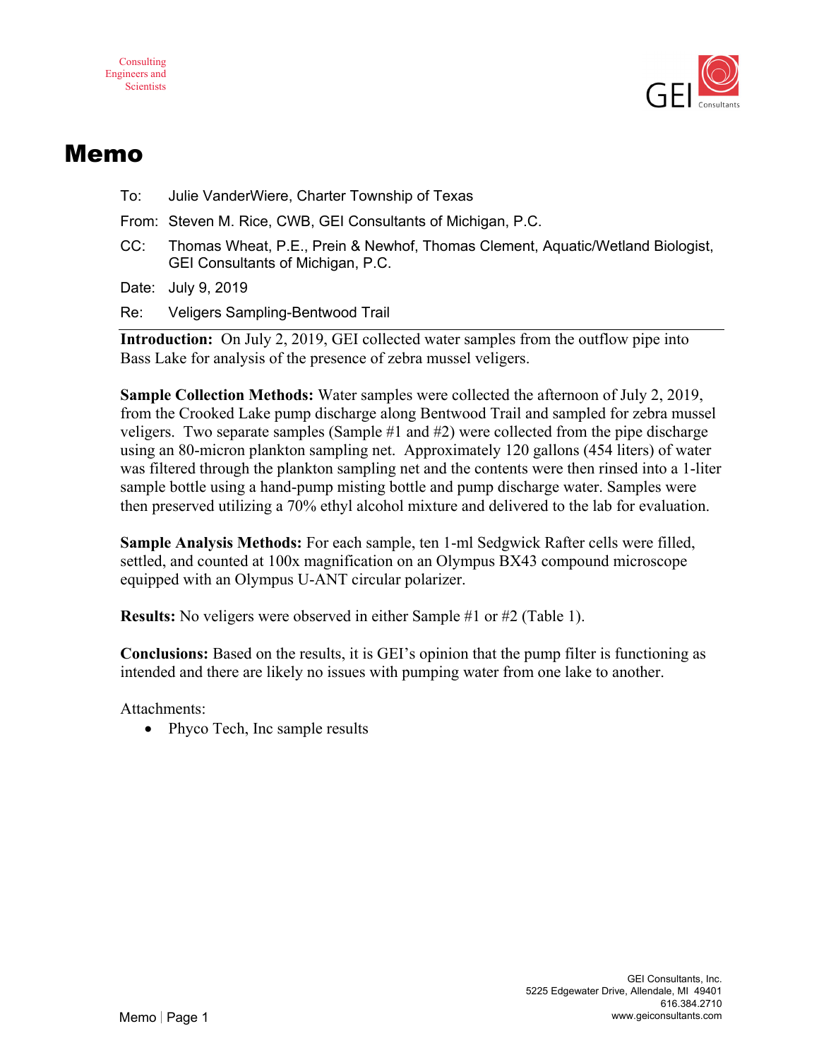# Memo

To: Julie VanderWiere, Charter Township of Texas

From: Steven M. Rice, CWB, GEI Consultants of Michigan, P.C.

CC: Thomas Wheat, P.E., Prein & Newhof, Thomas Clement, Aquatic/Wetland Biologist, GEI Consultants of Michigan, P.C.

Date: July 9, 2019

Re: Veligers Sampling-Bentwood Trail

---

**Introduction:** On July 2, 2019, GEI collected water samples from the outflow pipe into Bass Lake for analysis of the presence of zebra mussel veligers.

**Sample Collection Methods:** Water samples were collected the afternoon of July 2, 2019, from the Crooked Lake pump discharge along Bentwood Trail and sampled for zebra mussel veligers. Two separate samples (Sample #1 and #2) were collected from the pipe discharge using an 80-micron plankton sampling net. Approximately 120 gallons (454 liters) of water was filtered through the plankton sampling net and the contents were then rinsed into a 1-liter sample bottle using a hand-pump misting bottle and pump discharge water. Samples were then preserved utilizing a 70% ethyl alcohol mixture and delivered to the lab for evaluation.

**Sample Analysis Methods:** For each sample, ten 1-ml Sedgwick Rafter cells were filled, settled, and counted at 100x magnification on an Olympus BX43 compound microscope equipped with an Olympus U-ANT circular polarizer.

**Results:** No veligers were observed in either Sample #1 or #2 (Table 1).

**Conclusions:** Based on the results, it is GEI's opinion that the pump filter is functioning as intended and there are likely no issues with pumping water from one lake to another.

Attachments:

- Phyco Tech, Inc sample results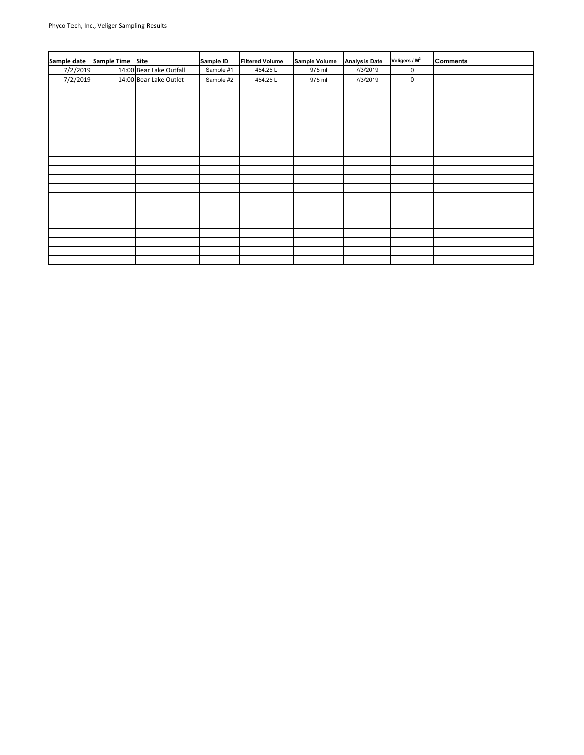Phyco Tech, Inc., Veliger Sampling Results

| Sample date | Sample Time | Site | Sample ID | Filtered Volume | Sample Volume | Analysis Date | Veligers / $M^3$ | Comments |
|---|---|---|---|---|---|---|---|---|
| 7/2/2019 | 14:00 | Bear Lake Outfall | Sample #1 | 454.25 L | 975 ml | 7/3/2019 | 0 | |
| 7/2/2019 | 14:00 | Bear Lake Outlet | Sample #2 | 454.25 L | 975 ml | 7/3/2019 | 0 | |